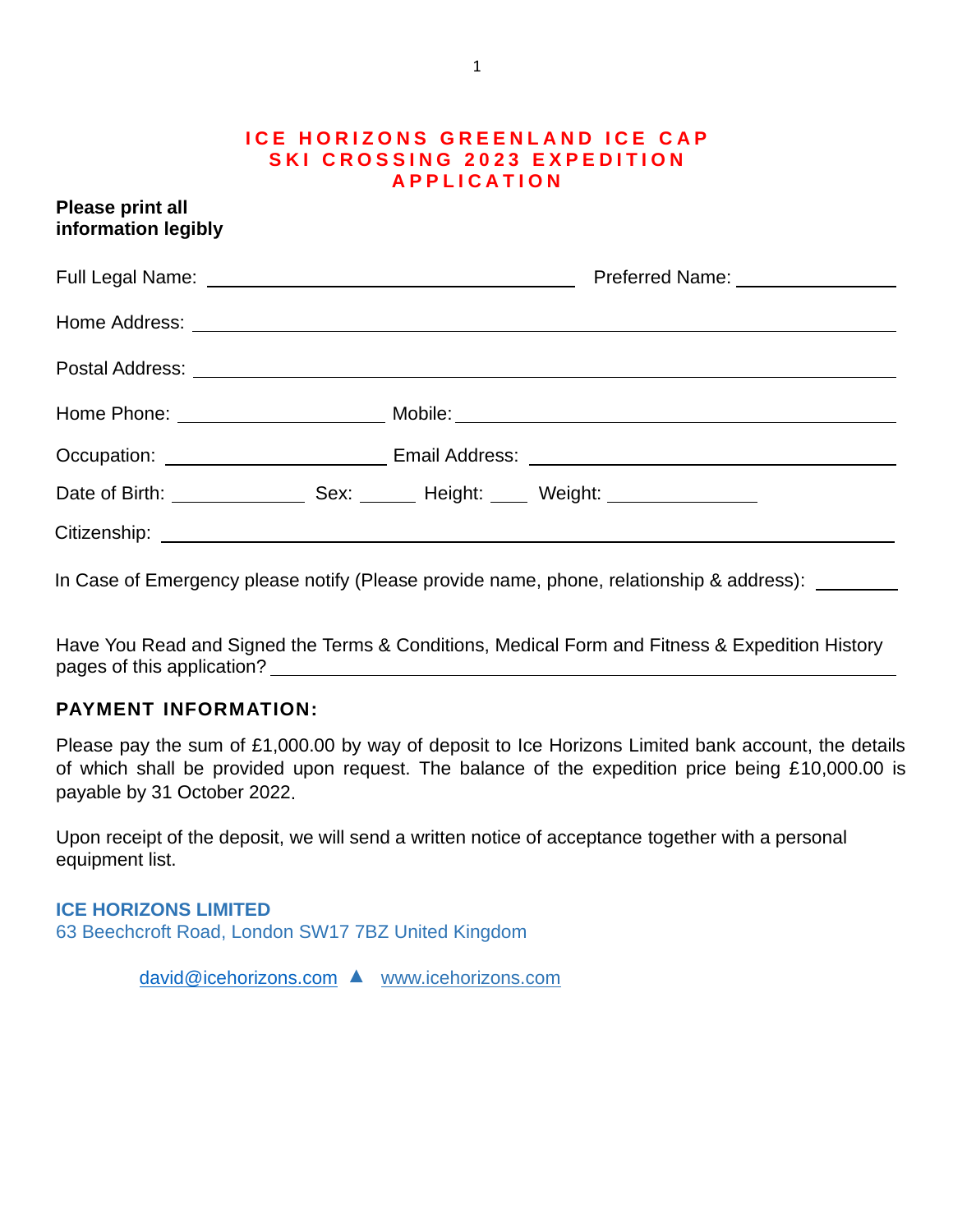# ICE HORIZONS GREENLAND ICE CAP SKI CROSSING 2023 EXPEDITION APPLICATION

**Please print all information legibly**

Full Legal Name: ______________________ Preferred Name: ____________

Home Address: ______________________________________________

Postal Address: ______________________________________________

Home Phone: ______________ Mobile: __________________________

Occupation: ______________ Email Address: ____________________

Date of Birth: ________ Sex: ____ Height: ___ Weight: ________

Citizenship: ________________________________________________

In Case of Emergency please notify (Please provide name, phone, relationship & address): ________

Have You Read and Signed the Terms & Conditions, Medical Form and Fitness & Expedition History pages of this application? ______________________________

## PAYMENT INFORMATION:

Please pay the sum of £1,000.00 by way of deposit to Ice Horizons Limited bank account, the details of which shall be provided upon request. The balance of the expedition price being £10,000.00 is payable by 31 October 2022.

Upon receipt of the deposit, we will send a written notice of acceptance together with a personal equipment list.

**ICE HORIZONS LIMITED**
63 Beechcroft Road, London SW17 7BZ United Kingdom

david@icehorizons.com ▲ www.icehorizons.com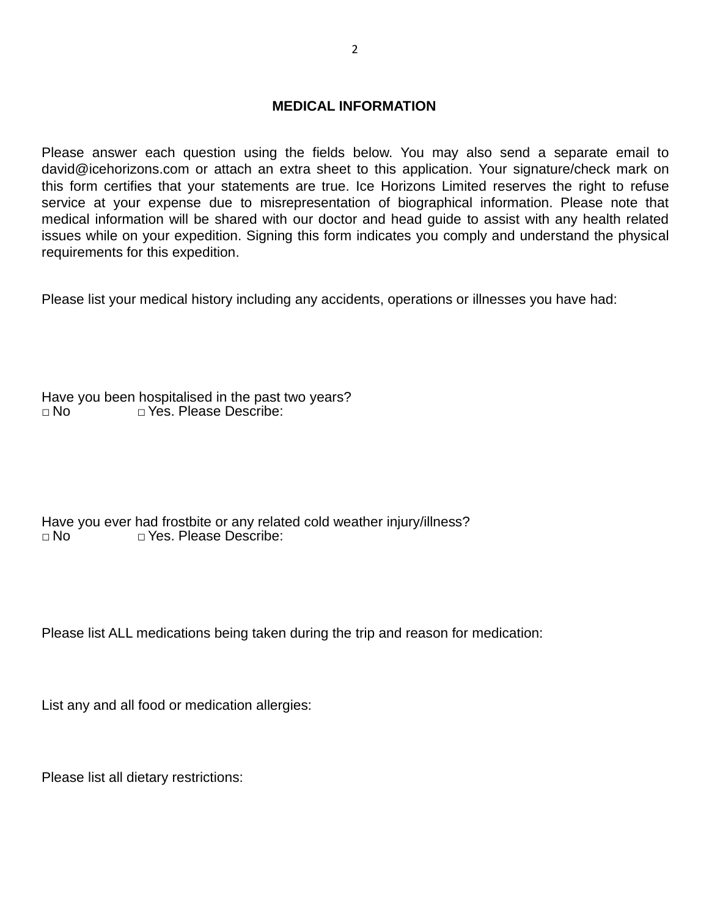## MEDICAL INFORMATION

Please answer each question using the fields below. You may also send a separate email to david@icehorizons.com or attach an extra sheet to this application. Your signature/check mark on this form certifies that your statements are true. Ice Horizons Limited reserves the right to refuse service at your expense due to misrepresentation of biographical information. Please note that medical information will be shared with our doctor and head guide to assist with any health related issues while on your expedition. Signing this form indicates you comply and understand the physical requirements for this expedition.

Please list your medical history including any accidents, operations or illnesses you have had:

Have you been hospitalised in the past two years?

□ No □ Yes. Please Describe:

Have you ever had frostbite or any related cold weather injury/illness?

□ No □ Yes. Please Describe:

Please list ALL medications being taken during the trip and reason for medication:

List any and all food or medication allergies:

Please list all dietary restrictions: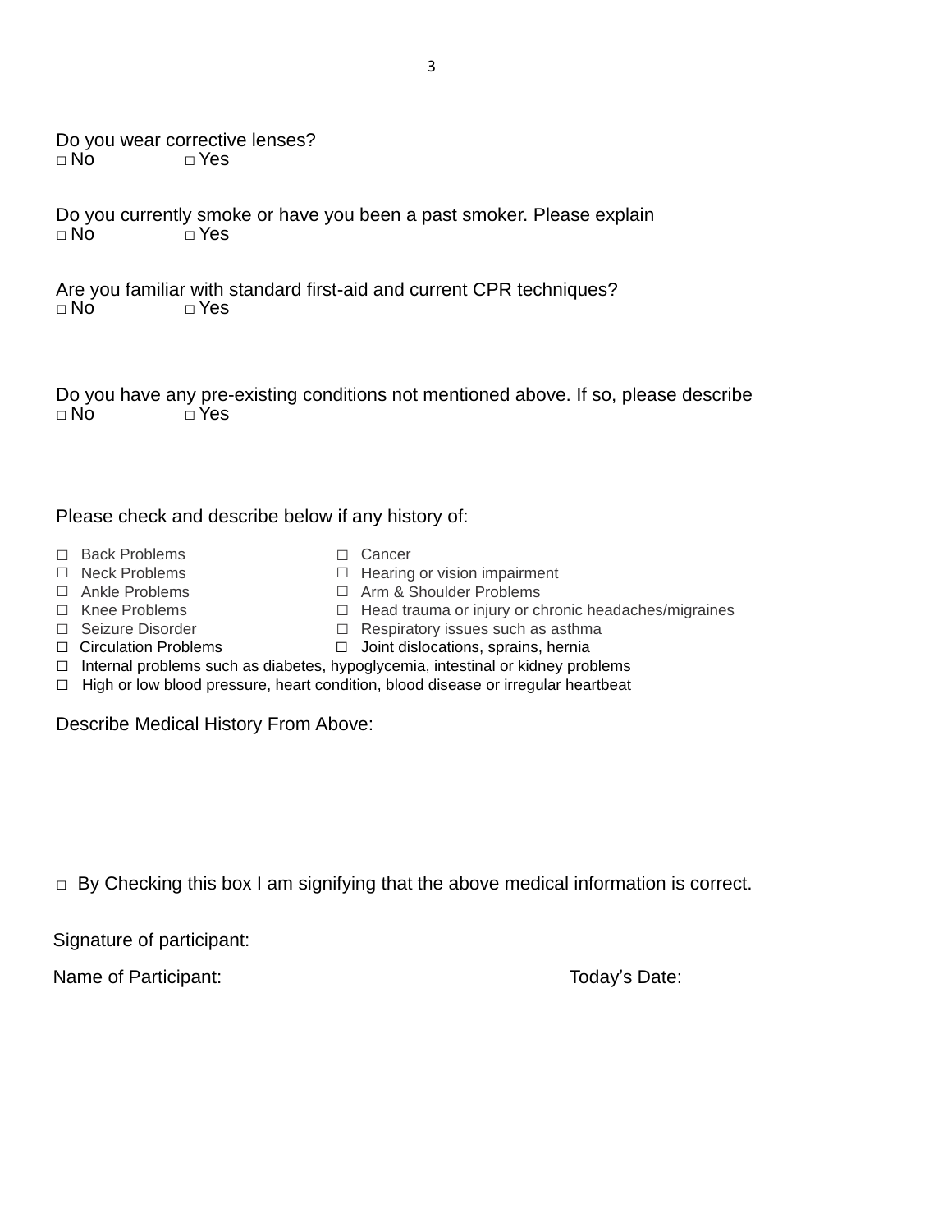Do you wear corrective lenses?
□ No □ Yes

Do you currently smoke or have you been a past smoker. Please explain
□ No □ Yes

Are you familiar with standard first-aid and current CPR techniques?
□ No □ Yes

Do you have any pre-existing conditions not mentioned above. If so, please describe
□ No □ Yes

Please check and describe below if any history of:

☐ Back Problems
☐ Neck Problems
☐ Ankle Problems
☐ Knee Problems
☐ Seizure Disorder
☐ Circulation Problems
☐ Cancer
☐ Hearing or vision impairment
☐ Arm & Shoulder Problems
☐ Head trauma or injury or chronic headaches/migraines
☐ Respiratory issues such as asthma
☐ Joint dislocations, sprains, hernia
☐ Internal problems such as diabetes, hypoglycemia, intestinal or kidney problems
☐ High or low blood pressure, heart condition, blood disease or irregular heartbeat

Describe Medical History From Above:

□ By Checking this box I am signifying that the above medical information is correct.

Signature of participant: ____________________________________________

Name of Participant: ______________________________ Today's Date: __________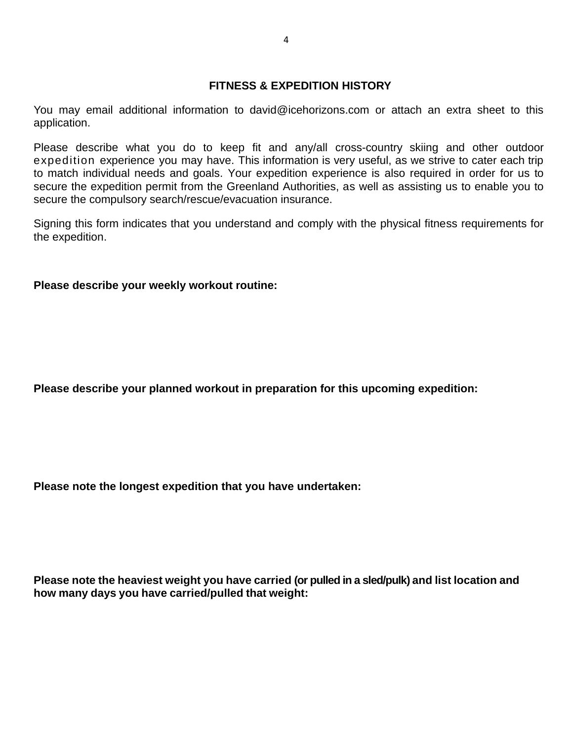## FITNESS & EXPEDITION HISTORY

You may email additional information to david@icehorizons.com or attach an extra sheet to this application.

Please describe what you do to keep fit and any/all cross-country skiing and other outdoor expedition experience you may have. This information is very useful, as we strive to cater each trip to match individual needs and goals. Your expedition experience is also required in order for us to secure the expedition permit from the Greenland Authorities, as well as assisting us to enable you to secure the compulsory search/rescue/evacuation insurance.

Signing this form indicates that you understand and comply with the physical fitness requirements for the expedition.

**Please describe your weekly workout routine:**

**Please describe your planned workout in preparation for this upcoming expedition:**

**Please note the longest expedition that you have undertaken:**

**Please note the heaviest weight you have carried (or pulled in a sled/pulk) and list location and how many days you have carried/pulled that weight:**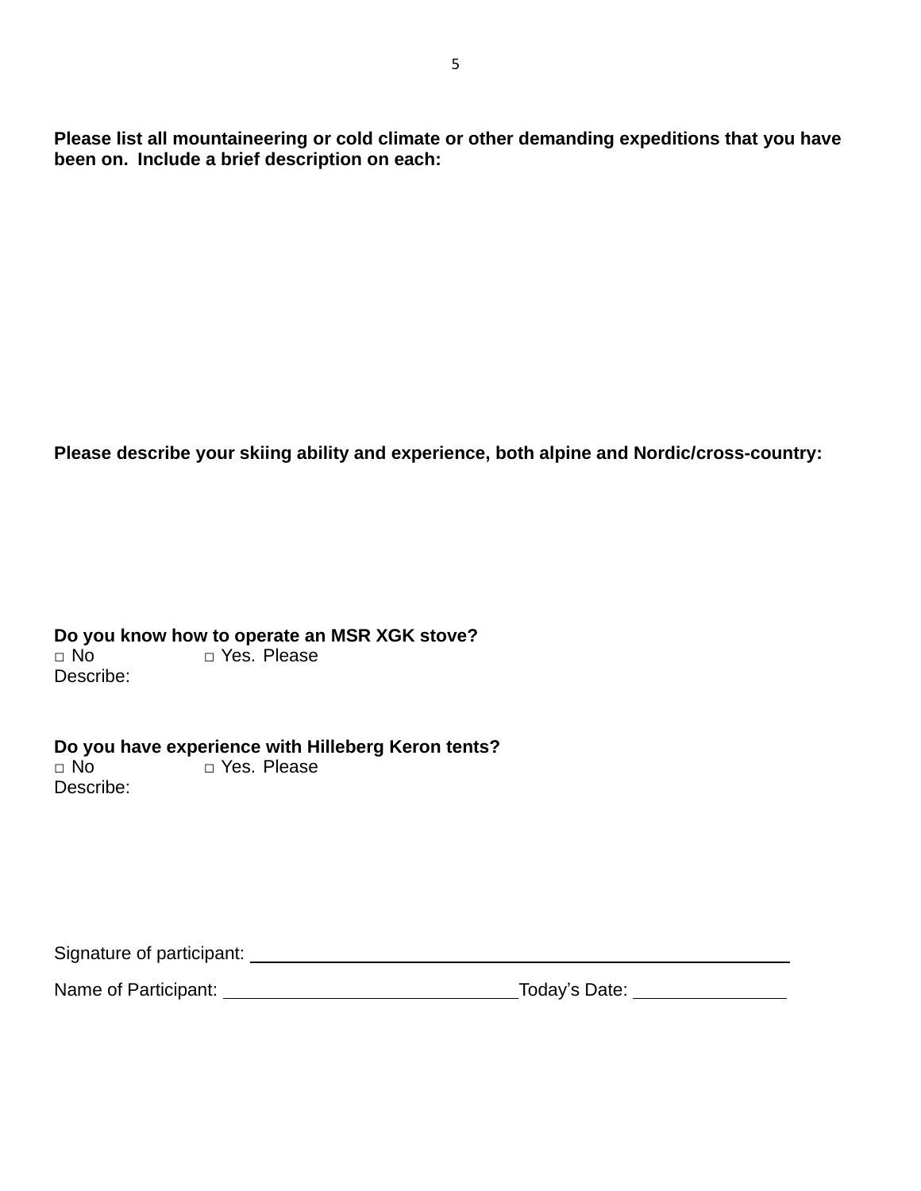**Please list all mountaineering or cold climate or other demanding expeditions that you have been on. Include a brief description on each:**

**Please describe your skiing ability and experience, both alpine and Nordic/cross-country:**

**Do you know how to operate an MSR XGK stove?**

□ No □ Yes. Please Describe:

**Do you have experience with Hilleberg Keron tents?**

□ No □ Yes. Please Describe:

Signature of participant: \_\_\_\_\_\_\_\_\_\_\_\_\_\_\_\_\_\_\_\_\_\_\_\_\_\_\_\_\_\_\_\_\_\_\_\_\_\_\_\_\_\_\_\_

Name of Participant: \_\_\_\_\_\_\_\_\_\_\_\_\_\_\_\_\_\_\_\_\_\_\_\_\_\_\_\_\_\_ Today's Date: \_\_\_\_\_\_\_\_\_\_\_\_\_\_\_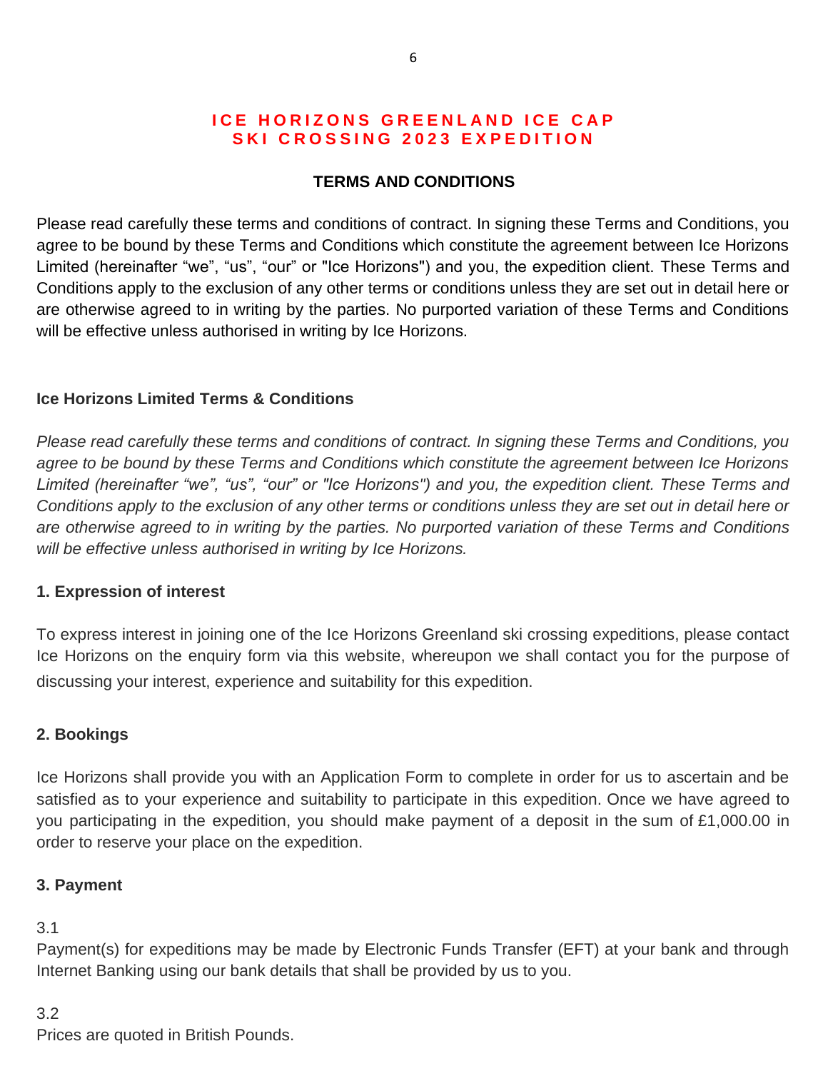# ICE HORIZONS GREENLAND ICE CAP SKI CROSSING 2023 EXPEDITION

## TERMS AND CONDITIONS

Please read carefully these terms and conditions of contract. In signing these Terms and Conditions, you agree to be bound by these Terms and Conditions which constitute the agreement between Ice Horizons Limited (hereinafter “we”, “us”, “our” or "Ice Horizons") and you, the expedition client. These Terms and Conditions apply to the exclusion of any other terms or conditions unless they are set out in detail here or are otherwise agreed to in writing by the parties. No purported variation of these Terms and Conditions will be effective unless authorised in writing by Ice Horizons.

### Ice Horizons Limited Terms & Conditions

*Please read carefully these terms and conditions of contract. In signing these Terms and Conditions, you agree to be bound by these Terms and Conditions which constitute the agreement between Ice Horizons Limited (hereinafter “we”, “us”, “our” or "Ice Horizons") and you, the expedition client. These Terms and Conditions apply to the exclusion of any other terms or conditions unless they are set out in detail here or are otherwise agreed to in writing by the parties. No purported variation of these Terms and Conditions will be effective unless authorised in writing by Ice Horizons.*

### 1. Expression of interest

To express interest in joining one of the Ice Horizons Greenland ski crossing expeditions, please contact Ice Horizons on the enquiry form via this website, whereupon we shall contact you for the purpose of discussing your interest, experience and suitability for this expedition.

### 2. Bookings

Ice Horizons shall provide you with an Application Form to complete in order for us to ascertain and be satisfied as to your experience and suitability to participate in this expedition. Once we have agreed to you participating in the expedition, you should make payment of a deposit in the sum of £1,000.00 in order to reserve your place on the expedition.

### 3. Payment

3.1
Payment(s) for expeditions may be made by Electronic Funds Transfer (EFT) at your bank and through Internet Banking using our bank details that shall be provided by us to you.

3.2
Prices are quoted in British Pounds.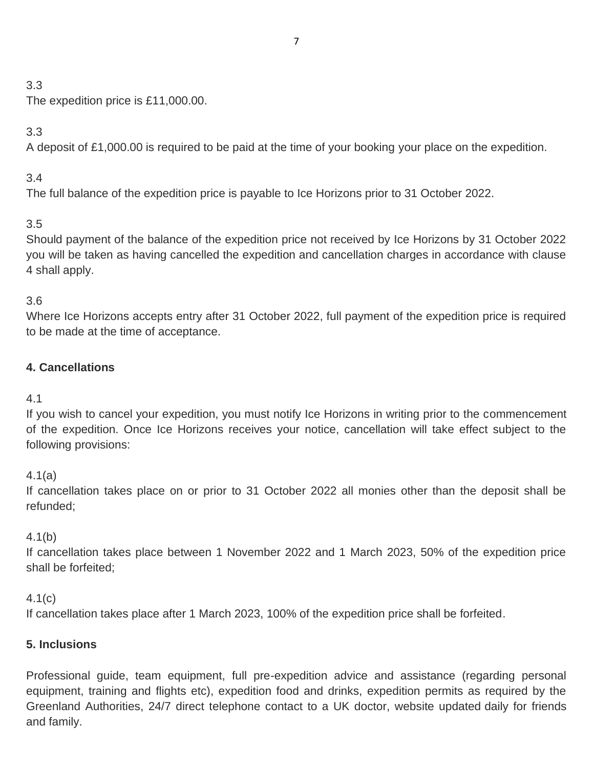3.3
The expedition price is £11,000.00.

3.3
A deposit of £1,000.00 is required to be paid at the time of your booking your place on the expedition.

3.4
The full balance of the expedition price is payable to Ice Horizons prior to 31 October 2022.

3.5
Should payment of the balance of the expedition price not received by Ice Horizons by 31 October 2022 you will be taken as having cancelled the expedition and cancellation charges in accordance with clause 4 shall apply.

3.6
Where Ice Horizons accepts entry after 31 October 2022, full payment of the expedition price is required to be made at the time of acceptance.

**4. Cancellations**

4.1
If you wish to cancel your expedition, you must notify Ice Horizons in writing prior to the commencement of the expedition. Once Ice Horizons receives your notice, cancellation will take effect subject to the following provisions:

4.1(a)
If cancellation takes place on or prior to 31 October 2022 all monies other than the deposit shall be refunded;

4.1(b)
If cancellation takes place between 1 November 2022 and 1 March 2023, 50% of the expedition price shall be forfeited;

4.1(c)
If cancellation takes place after 1 March 2023, 100% of the expedition price shall be forfeited.

**5. Inclusions**

Professional guide, team equipment, full pre-expedition advice and assistance (regarding personal equipment, training and flights etc), expedition food and drinks, expedition permits as required by the Greenland Authorities, 24/7 direct telephone contact to a UK doctor, website updated daily for friends and family.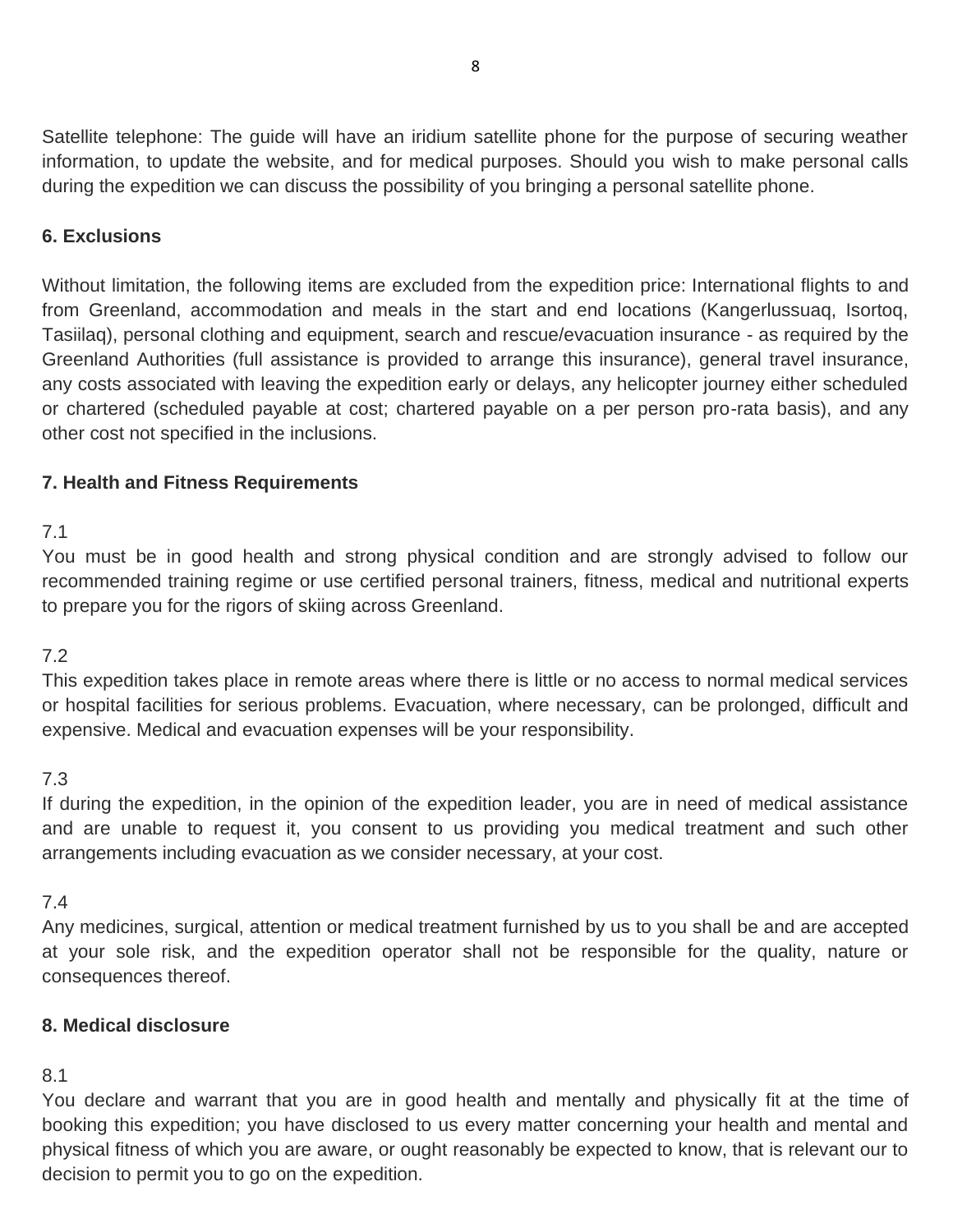Satellite telephone: The guide will have an iridium satellite phone for the purpose of securing weather information, to update the website, and for medical purposes. Should you wish to make personal calls during the expedition we can discuss the possibility of you bringing a personal satellite phone.

## 6. Exclusions

Without limitation, the following items are excluded from the expedition price: International flights to and from Greenland, accommodation and meals in the start and end locations (Kangerlussuaq, Isortoq, Tasiilaq), personal clothing and equipment, search and rescue/evacuation insurance - as required by the Greenland Authorities (full assistance is provided to arrange this insurance), general travel insurance, any costs associated with leaving the expedition early or delays, any helicopter journey either scheduled or chartered (scheduled payable at cost; chartered payable on a per person pro-rata basis), and any other cost not specified in the inclusions.

## 7. Health and Fitness Requirements

7.1
You must be in good health and strong physical condition and are strongly advised to follow our recommended training regime or use certified personal trainers, fitness, medical and nutritional experts to prepare you for the rigors of skiing across Greenland.

7.2
This expedition takes place in remote areas where there is little or no access to normal medical services or hospital facilities for serious problems. Evacuation, where necessary, can be prolonged, difficult and expensive. Medical and evacuation expenses will be your responsibility.

7.3
If during the expedition, in the opinion of the expedition leader, you are in need of medical assistance and are unable to request it, you consent to us providing you medical treatment and such other arrangements including evacuation as we consider necessary, at your cost.

7.4
Any medicines, surgical, attention or medical treatment furnished by us to you shall be and are accepted at your sole risk, and the expedition operator shall not be responsible for the quality, nature or consequences thereof.

## 8. Medical disclosure

8.1
You declare and warrant that you are in good health and mentally and physically fit at the time of booking this expedition; you have disclosed to us every matter concerning your health and mental and physical fitness of which you are aware, or ought reasonably be expected to know, that is relevant our to decision to permit you to go on the expedition.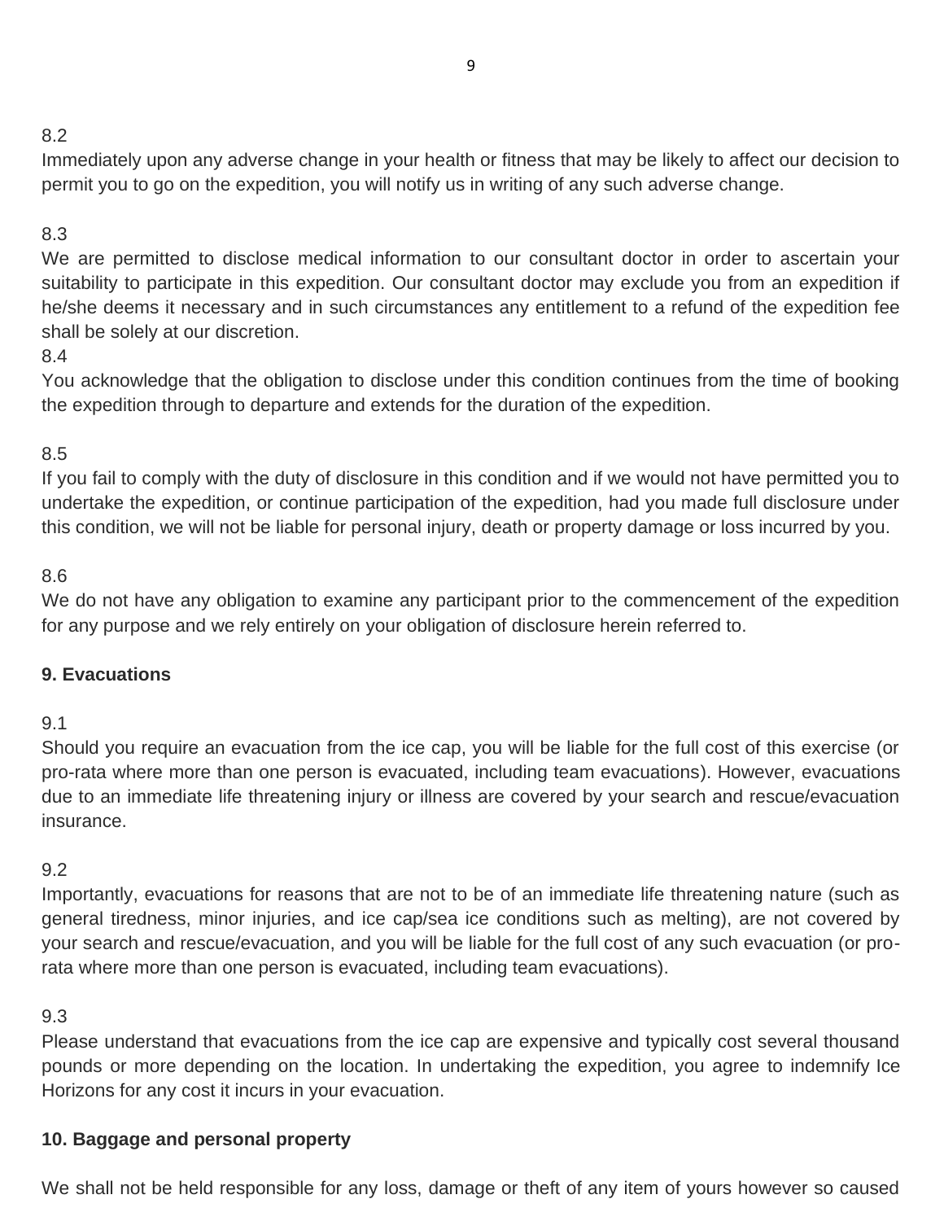8.2

Immediately upon any adverse change in your health or fitness that may be likely to affect our decision to permit you to go on the expedition, you will notify us in writing of any such adverse change.

8.3

We are permitted to disclose medical information to our consultant doctor in order to ascertain your suitability to participate in this expedition. Our consultant doctor may exclude you from an expedition if he/she deems it necessary and in such circumstances any entitlement to a refund of the expedition fee shall be solely at our discretion.

8.4

You acknowledge that the obligation to disclose under this condition continues from the time of booking the expedition through to departure and extends for the duration of the expedition.

8.5

If you fail to comply with the duty of disclosure in this condition and if we would not have permitted you to undertake the expedition, or continue participation of the expedition, had you made full disclosure under this condition, we will not be liable for personal injury, death or property damage or loss incurred by you.

8.6

We do not have any obligation to examine any participant prior to the commencement of the expedition for any purpose and we rely entirely on your obligation of disclosure herein referred to.

**9. Evacuations**

9.1

Should you require an evacuation from the ice cap, you will be liable for the full cost of this exercise (or pro-rata where more than one person is evacuated, including team evacuations). However, evacuations due to an immediate life threatening injury or illness are covered by your search and rescue/evacuation insurance.

9.2

Importantly, evacuations for reasons that are not to be of an immediate life threatening nature (such as general tiredness, minor injuries, and ice cap/sea ice conditions such as melting), are not covered by your search and rescue/evacuation, and you will be liable for the full cost of any such evacuation (or pro-rata where more than one person is evacuated, including team evacuations).

9.3

Please understand that evacuations from the ice cap are expensive and typically cost several thousand pounds or more depending on the location. In undertaking the expedition, you agree to indemnify Ice Horizons for any cost it incurs in your evacuation.

**10. Baggage and personal property**

We shall not be held responsible for any loss, damage or theft of any item of yours however so caused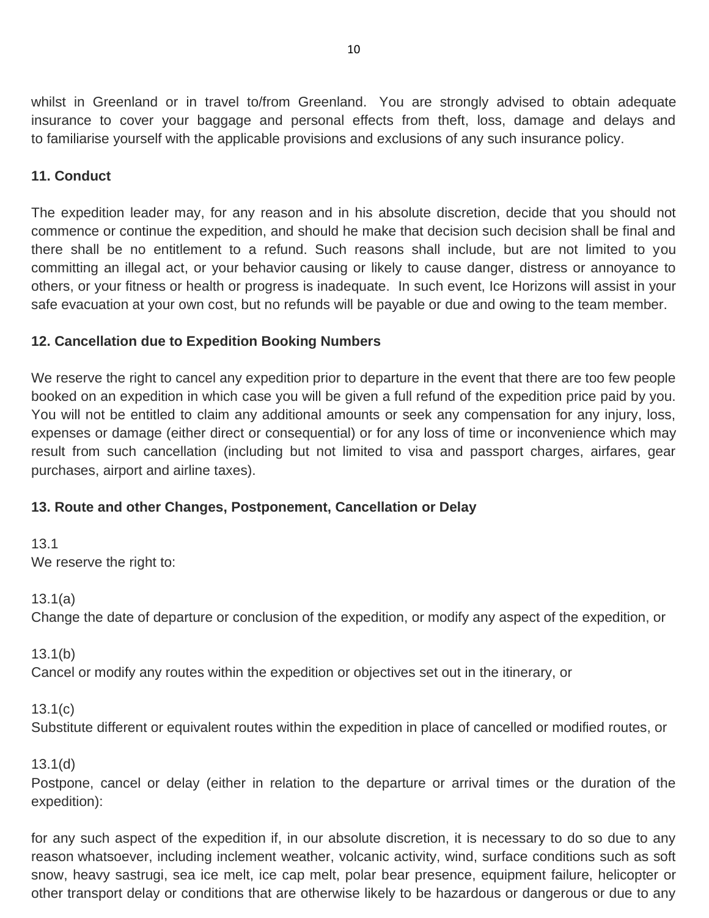whilst in Greenland or in travel to/from Greenland. You are strongly advised to obtain adequate insurance to cover your baggage and personal effects from theft, loss, damage and delays and to familiarise yourself with the applicable provisions and exclusions of any such insurance policy.

**11. Conduct**

The expedition leader may, for any reason and in his absolute discretion, decide that you should not commence or continue the expedition, and should he make that decision such decision shall be final and there shall be no entitlement to a refund. Such reasons shall include, but are not limited to you committing an illegal act, or your behavior causing or likely to cause danger, distress or annoyance to others, or your fitness or health or progress is inadequate. In such event, Ice Horizons will assist in your safe evacuation at your own cost, but no refunds will be payable or due and owing to the team member.

**12. Cancellation due to Expedition Booking Numbers**

We reserve the right to cancel any expedition prior to departure in the event that there are too few people booked on an expedition in which case you will be given a full refund of the expedition price paid by you. You will not be entitled to claim any additional amounts or seek any compensation for any injury, loss, expenses or damage (either direct or consequential) or for any loss of time or inconvenience which may result from such cancellation (including but not limited to visa and passport charges, airfares, gear purchases, airport and airline taxes).

**13. Route and other Changes, Postponement, Cancellation or Delay**

13.1
We reserve the right to:

13.1(a)
Change the date of departure or conclusion of the expedition, or modify any aspect of the expedition, or

13.1(b)
Cancel or modify any routes within the expedition or objectives set out in the itinerary, or

13.1(c)
Substitute different or equivalent routes within the expedition in place of cancelled or modified routes, or

13.1(d)
Postpone, cancel or delay (either in relation to the departure or arrival times or the duration of the expedition):

for any such aspect of the expedition if, in our absolute discretion, it is necessary to do so due to any reason whatsoever, including inclement weather, volcanic activity, wind, surface conditions such as soft snow, heavy sastrugi, sea ice melt, ice cap melt, polar bear presence, equipment failure, helicopter or other transport delay or conditions that are otherwise likely to be hazardous or dangerous or due to any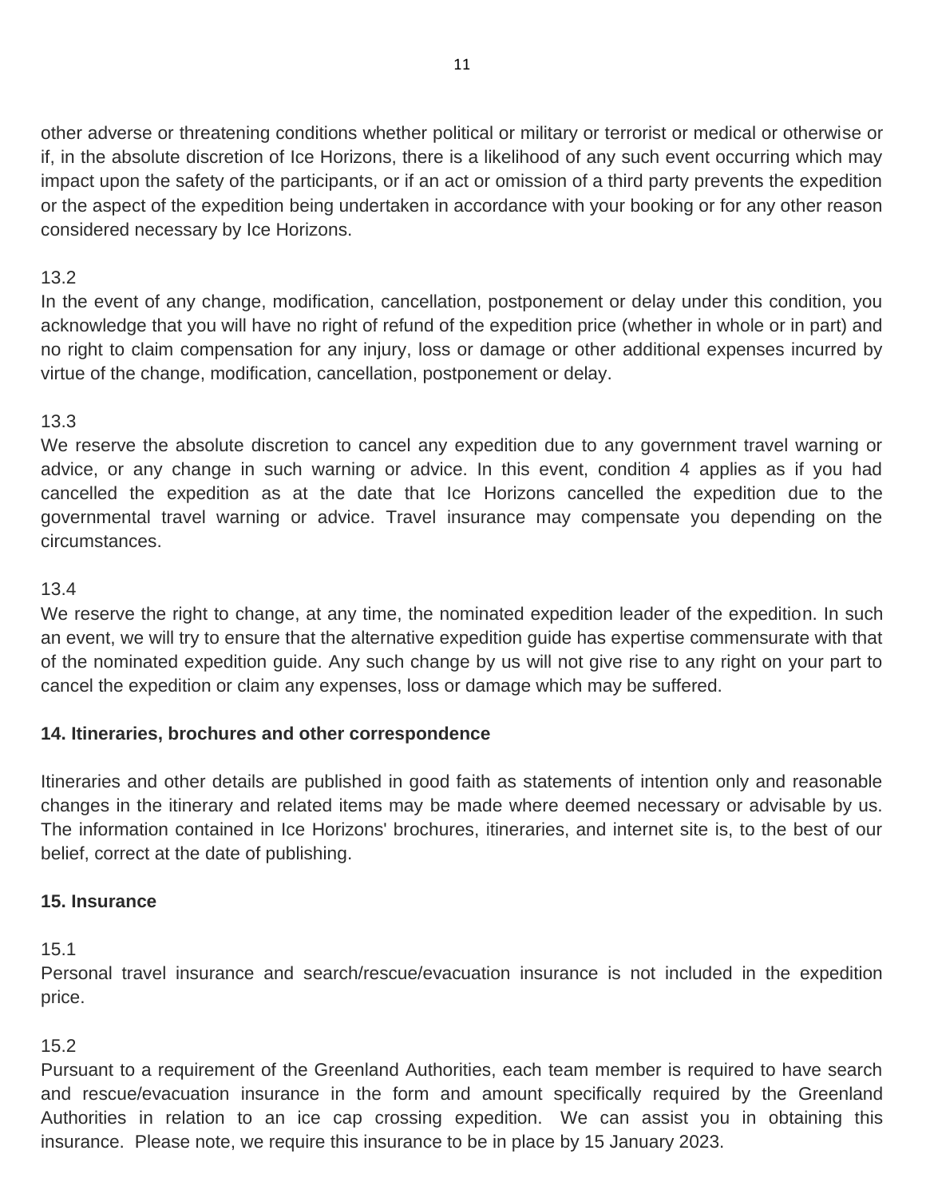other adverse or threatening conditions whether political or military or terrorist or medical or otherwise or if, in the absolute discretion of Ice Horizons, there is a likelihood of any such event occurring which may impact upon the safety of the participants, or if an act or omission of a third party prevents the expedition or the aspect of the expedition being undertaken in accordance with your booking or for any other reason considered necessary by Ice Horizons.

13.2
In the event of any change, modification, cancellation, postponement or delay under this condition, you acknowledge that you will have no right of refund of the expedition price (whether in whole or in part) and no right to claim compensation for any injury, loss or damage or other additional expenses incurred by virtue of the change, modification, cancellation, postponement or delay.

13.3
We reserve the absolute discretion to cancel any expedition due to any government travel warning or advice, or any change in such warning or advice. In this event, condition 4 applies as if you had cancelled the expedition as at the date that Ice Horizons cancelled the expedition due to the governmental travel warning or advice. Travel insurance may compensate you depending on the circumstances.

13.4
We reserve the right to change, at any time, the nominated expedition leader of the expedition. In such an event, we will try to ensure that the alternative expedition guide has expertise commensurate with that of the nominated expedition guide. Any such change by us will not give rise to any right on your part to cancel the expedition or claim any expenses, loss or damage which may be suffered.

**14. Itineraries, brochures and other correspondence**

Itineraries and other details are published in good faith as statements of intention only and reasonable changes in the itinerary and related items may be made where deemed necessary or advisable by us. The information contained in Ice Horizons' brochures, itineraries, and internet site is, to the best of our belief, correct at the date of publishing.

**15. Insurance**

15.1
Personal travel insurance and search/rescue/evacuation insurance is not included in the expedition price.

15.2
Pursuant to a requirement of the Greenland Authorities, each team member is required to have search and rescue/evacuation insurance in the form and amount specifically required by the Greenland Authorities in relation to an ice cap crossing expedition. We can assist you in obtaining this insurance. Please note, we require this insurance to be in place by 15 January 2023.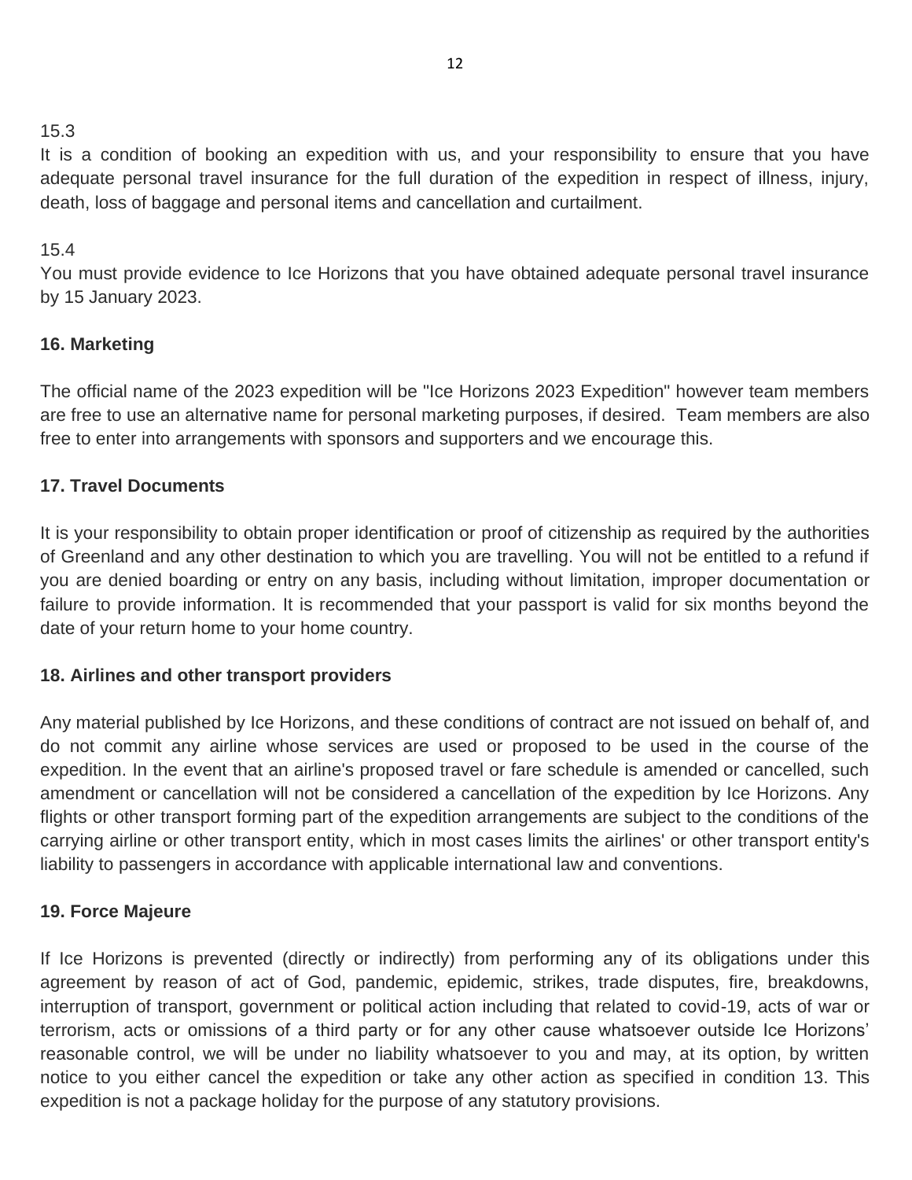15.3

It is a condition of booking an expedition with us, and your responsibility to ensure that you have adequate personal travel insurance for the full duration of the expedition in respect of illness, injury, death, loss of baggage and personal items and cancellation and curtailment.

15.4

You must provide evidence to Ice Horizons that you have obtained adequate personal travel insurance by 15 January 2023.

**16. Marketing**

The official name of the 2023 expedition will be "Ice Horizons 2023 Expedition" however team members are free to use an alternative name for personal marketing purposes, if desired. Team members are also free to enter into arrangements with sponsors and supporters and we encourage this.

**17. Travel Documents**

It is your responsibility to obtain proper identification or proof of citizenship as required by the authorities of Greenland and any other destination to which you are travelling. You will not be entitled to a refund if you are denied boarding or entry on any basis, including without limitation, improper documentation or failure to provide information. It is recommended that your passport is valid for six months beyond the date of your return home to your home country.

**18. Airlines and other transport providers**

Any material published by Ice Horizons, and these conditions of contract are not issued on behalf of, and do not commit any airline whose services are used or proposed to be used in the course of the expedition. In the event that an airline's proposed travel or fare schedule is amended or cancelled, such amendment or cancellation will not be considered a cancellation of the expedition by Ice Horizons. Any flights or other transport forming part of the expedition arrangements are subject to the conditions of the carrying airline or other transport entity, which in most cases limits the airlines' or other transport entity's liability to passengers in accordance with applicable international law and conventions.

**19. Force Majeure**

If Ice Horizons is prevented (directly or indirectly) from performing any of its obligations under this agreement by reason of act of God, pandemic, epidemic, strikes, trade disputes, fire, breakdowns, interruption of transport, government or political action including that related to covid-19, acts of war or terrorism, acts or omissions of a third party or for any other cause whatsoever outside Ice Horizons' reasonable control, we will be under no liability whatsoever to you and may, at its option, by written notice to you either cancel the expedition or take any other action as specified in condition 13. This expedition is not a package holiday for the purpose of any statutory provisions.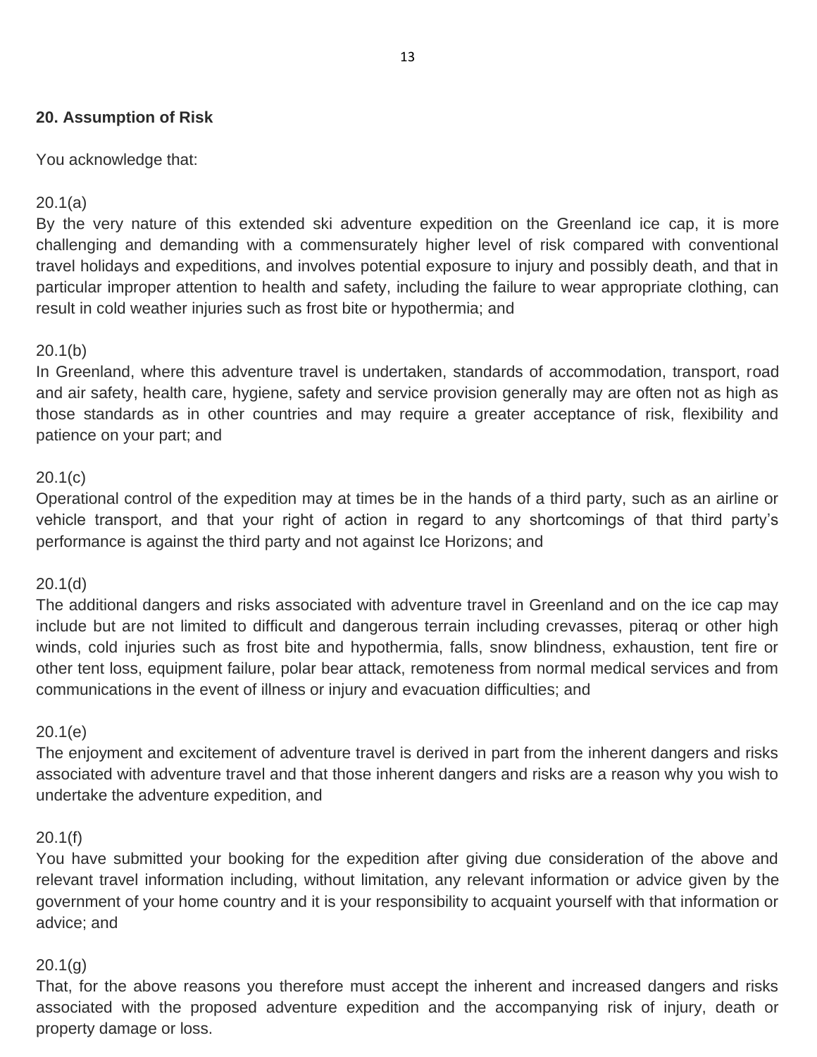**20. Assumption of Risk**

You acknowledge that:

20.1(a)
By the very nature of this extended ski adventure expedition on the Greenland ice cap, it is more challenging and demanding with a commensurately higher level of risk compared with conventional travel holidays and expeditions, and involves potential exposure to injury and possibly death, and that in particular improper attention to health and safety, including the failure to wear appropriate clothing, can result in cold weather injuries such as frost bite or hypothermia; and

20.1(b)
In Greenland, where this adventure travel is undertaken, standards of accommodation, transport, road and air safety, health care, hygiene, safety and service provision generally may are often not as high as those standards as in other countries and may require a greater acceptance of risk, flexibility and patience on your part; and

20.1(c)
Operational control of the expedition may at times be in the hands of a third party, such as an airline or vehicle transport, and that your right of action in regard to any shortcomings of that third party's performance is against the third party and not against Ice Horizons; and

20.1(d)
The additional dangers and risks associated with adventure travel in Greenland and on the ice cap may include but are not limited to difficult and dangerous terrain including crevasses, piteraq or other high winds, cold injuries such as frost bite and hypothermia, falls, snow blindness, exhaustion, tent fire or other tent loss, equipment failure, polar bear attack, remoteness from normal medical services and from communications in the event of illness or injury and evacuation difficulties; and

20.1(e)
The enjoyment and excitement of adventure travel is derived in part from the inherent dangers and risks associated with adventure travel and that those inherent dangers and risks are a reason why you wish to undertake the adventure expedition, and

20.1(f)
You have submitted your booking for the expedition after giving due consideration of the above and relevant travel information including, without limitation, any relevant information or advice given by the government of your home country and it is your responsibility to acquaint yourself with that information or advice; and

20.1(g)
That, for the above reasons you therefore must accept the inherent and increased dangers and risks associated with the proposed adventure expedition and the accompanying risk of injury, death or property damage or loss.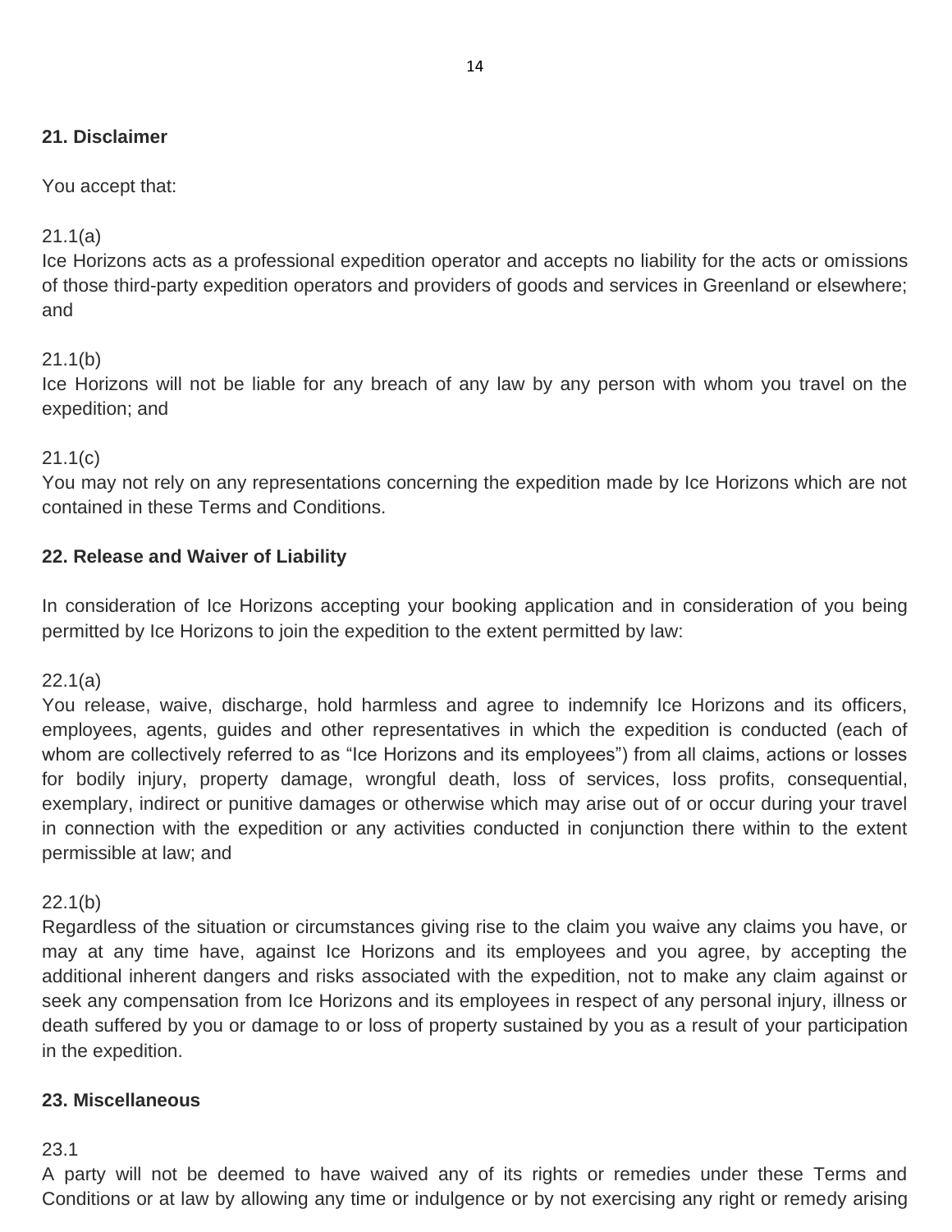**21. Disclaimer**

You accept that:

21.1(a)
Ice Horizons acts as a professional expedition operator and accepts no liability for the acts or omissions of those third-party expedition operators and providers of goods and services in Greenland or elsewhere; and

21.1(b)
Ice Horizons will not be liable for any breach of any law by any person with whom you travel on the expedition; and

21.1(c)
You may not rely on any representations concerning the expedition made by Ice Horizons which are not contained in these Terms and Conditions.

**22. Release and Waiver of Liability**

In consideration of Ice Horizons accepting your booking application and in consideration of you being permitted by Ice Horizons to join the expedition to the extent permitted by law:

22.1(a)
You release, waive, discharge, hold harmless and agree to indemnify Ice Horizons and its officers, employees, agents, guides and other representatives in which the expedition is conducted (each of whom are collectively referred to as "Ice Horizons and its employees") from all claims, actions or losses for bodily injury, property damage, wrongful death, loss of services, loss profits, consequential, exemplary, indirect or punitive damages or otherwise which may arise out of or occur during your travel in connection with the expedition or any activities conducted in conjunction there within to the extent permissible at law; and

22.1(b)
Regardless of the situation or circumstances giving rise to the claim you waive any claims you have, or may at any time have, against Ice Horizons and its employees and you agree, by accepting the additional inherent dangers and risks associated with the expedition, not to make any claim against or seek any compensation from Ice Horizons and its employees in respect of any personal injury, illness or death suffered by you or damage to or loss of property sustained by you as a result of your participation in the expedition.

**23. Miscellaneous**

23.1
A party will not be deemed to have waived any of its rights or remedies under these Terms and Conditions or at law by allowing any time or indulgence or by not exercising any right or remedy arising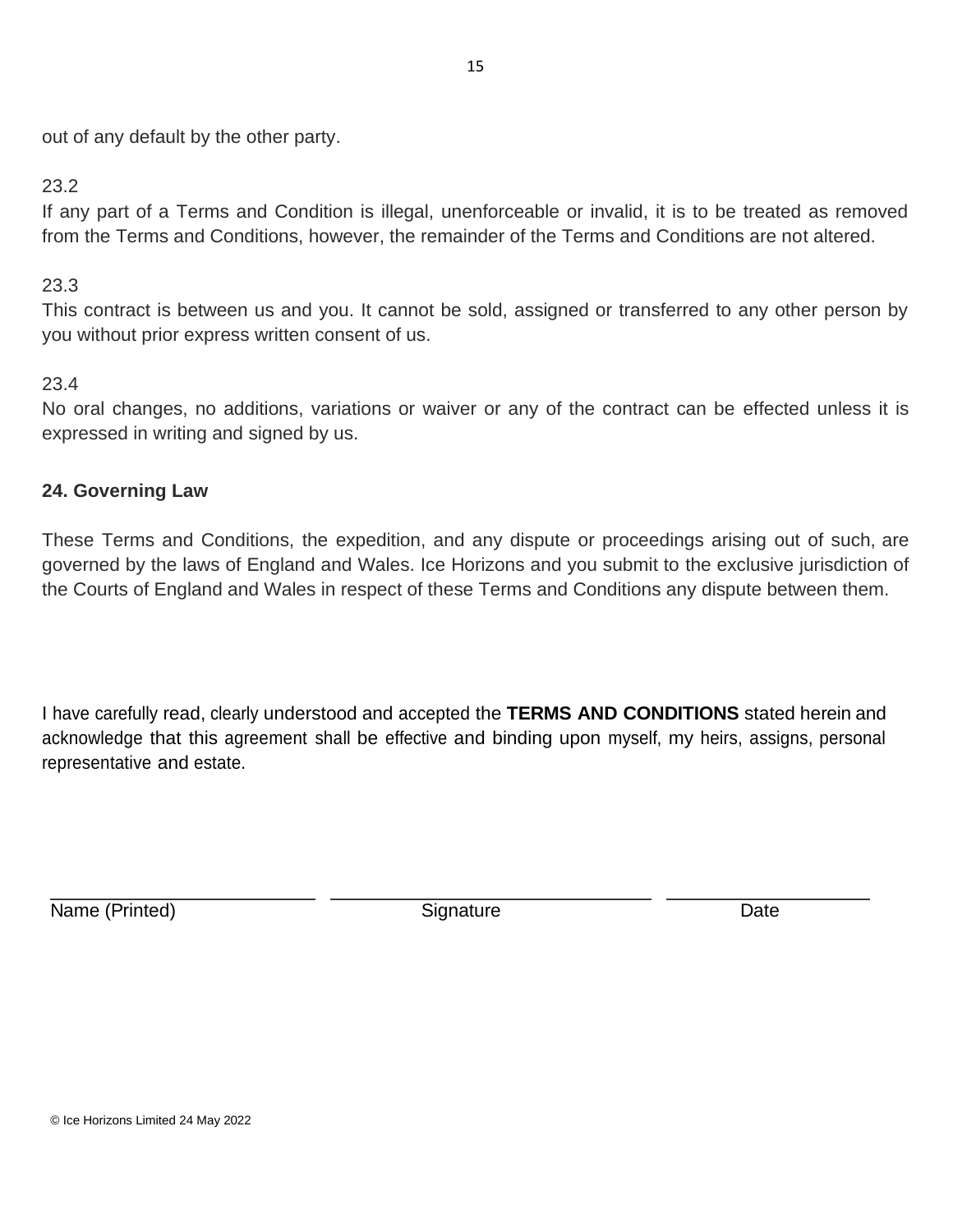out of any default by the other party.

23.2
If any part of a Terms and Condition is illegal, unenforceable or invalid, it is to be treated as removed from the Terms and Conditions, however, the remainder of the Terms and Conditions are not altered.

23.3
This contract is between us and you. It cannot be sold, assigned or transferred to any other person by you without prior express written consent of us.

23.4
No oral changes, no additions, variations or waiver or any of the contract can be effected unless it is expressed in writing and signed by us.

**24. Governing Law**

These Terms and Conditions, the expedition, and any dispute or proceedings arising out of such, are governed by the laws of England and Wales. Ice Horizons and you submit to the exclusive jurisdiction of the Courts of England and Wales in respect of these Terms and Conditions any dispute between them.

I have carefully read, clearly understood and accepted the **TERMS AND CONDITIONS** stated herein and acknowledge that this agreement shall be effective and binding upon myself, my heirs, assigns, personal representative and estate.

| | | |
|---|---|---|
| Name (Printed) | Signature | Date |

© Ice Horizons Limited 24 May 2022